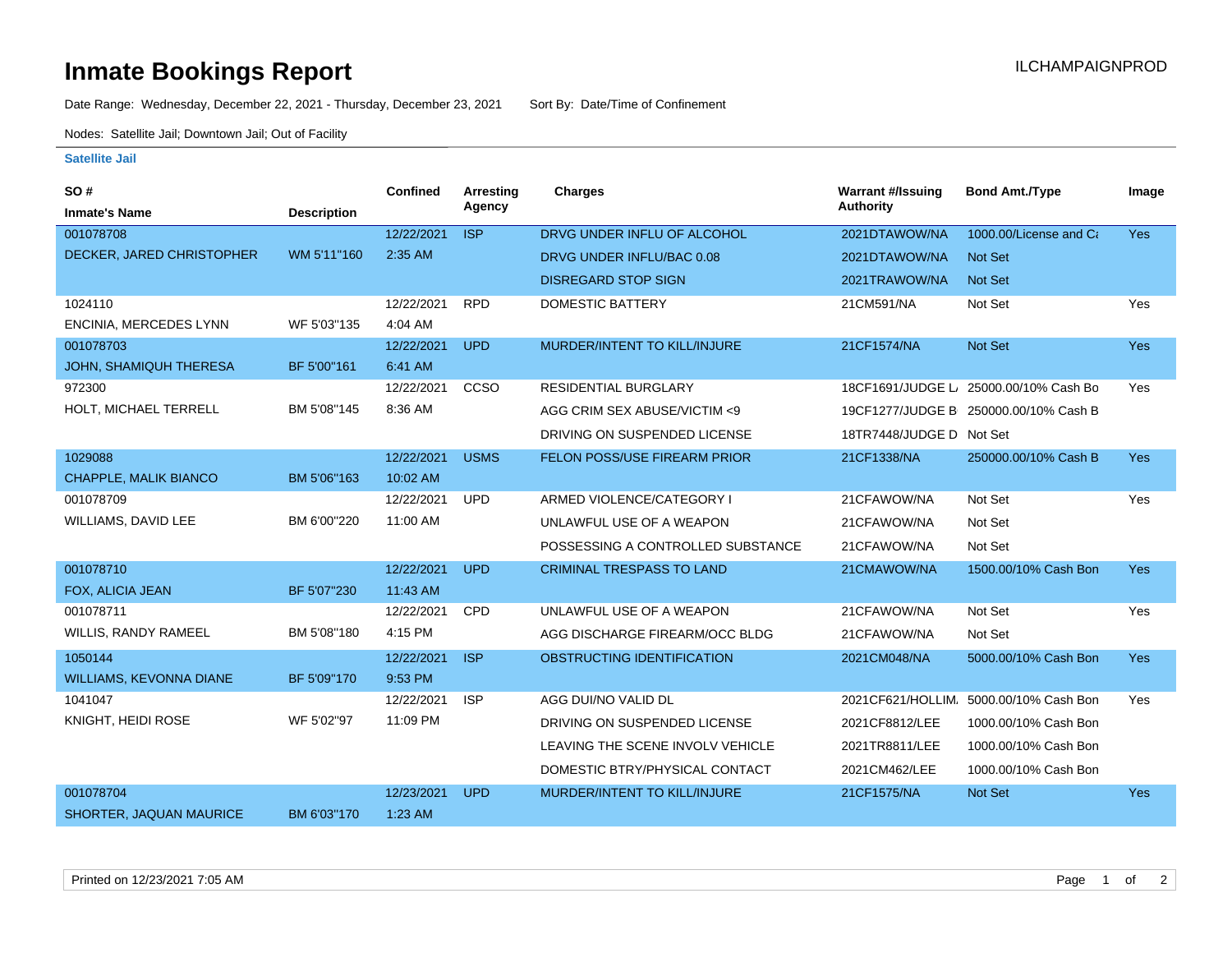# Inmate Bookings Report

ILCHAMPAIGNPROD

Date Range: Wednesday, December 22, 2021 - Thursday, December 23, 2021    Sort By: Date/Time of Confinement

Nodes: Satellite Jail; Downtown Jail; Out of Facility

### Satellite Jail

| SO # / Inmate's Name | Description | Confined | Arresting Agency | Charges | Warrant #/Issuing Authority | Bond Amt./Type | Image |
|---|---|---|---|---|---|---|---|
| 001078708 | | 12/22/2021 | ISP | DRVG UNDER INFLU OF ALCOHOL | 2021DTAWOW/NA | 1000.00/License and Ca | Yes |
| DECKER, JARED CHRISTOPHER | WM 5'11"160 | 2:35 AM | | DRVG UNDER INFLU/BAC 0.08 | 2021DTAWOW/NA | Not Set | |
| | | | | DISREGARD STOP SIGN | 2021TRAWOW/NA | Not Set | |
| 1024110 | | 12/22/2021 | RPD | DOMESTIC BATTERY | 21CM591/NA | Not Set | Yes |
| ENCINIA, MERCEDES LYNN | WF 5'03"135 | 4:04 AM | | | | | |
| 001078703 | | 12/22/2021 | UPD | MURDER/INTENT TO KILL/INJURE | 21CF1574/NA | Not Set | Yes |
| JOHN, SHAMIQUH THERESA | BF 5'00"161 | 6:41 AM | | | | | |
| 972300 | | 12/22/2021 | CCSO | RESIDENTIAL BURGLARY | 18CF1691/JUDGE L | 25000.00/10% Cash Bo | Yes |
| HOLT, MICHAEL TERRELL | BM 5'08"145 | 8:36 AM | | AGG CRIM SEX ABUSE/VICTIM <9 | 19CF1277/JUDGE B | 250000.00/10% Cash B | |
| | | | | DRIVING ON SUSPENDED LICENSE | 18TR7448/JUDGE D | Not Set | |
| 1029088 | | 12/22/2021 | USMS | FELON POSS/USE FIREARM PRIOR | 21CF1338/NA | 250000.00/10% Cash B | Yes |
| CHAPPLE, MALIK BIANCO | BM 5'06"163 | 10:02 AM | | | | | |
| 001078709 | | 12/22/2021 | UPD | ARMED VIOLENCE/CATEGORY I | 21CFAWOW/NA | Not Set | Yes |
| WILLIAMS, DAVID LEE | BM 6'00"220 | 11:00 AM | | UNLAWFUL USE OF A WEAPON | 21CFAWOW/NA | Not Set | |
| | | | | POSSESSING A CONTROLLED SUBSTANCE | 21CFAWOW/NA | Not Set | |
| 001078710 | | 12/22/2021 | UPD | CRIMINAL TRESPASS TO LAND | 21CMAWOW/NA | 1500.00/10% Cash Bon | Yes |
| FOX, ALICIA JEAN | BF 5'07"230 | 11:43 AM | | | | | |
| 001078711 | | 12/22/2021 | CPD | UNLAWFUL USE OF A WEAPON | 21CFAWOW/NA | Not Set | Yes |
| WILLIS, RANDY RAMEEL | BM 5'08"180 | 4:15 PM | | AGG DISCHARGE FIREARM/OCC BLDG | 21CFAWOW/NA | Not Set | |
| 1050144 | | 12/22/2021 | ISP | OBSTRUCTING IDENTIFICATION | 2021CM048/NA | 5000.00/10% Cash Bon | Yes |
| WILLIAMS, KEVONNA DIANE | BF 5'09"170 | 9:53 PM | | | | | |
| 1041047 | | 12/22/2021 | ISP | AGG DUI/NO VALID DL | 2021CF621/HOLLIM | 5000.00/10% Cash Bon | Yes |
| KNIGHT, HEIDI ROSE | WF 5'02"97 | 11:09 PM | | DRIVING ON SUSPENDED LICENSE | 2021CF8812/LEE | 1000.00/10% Cash Bon | |
| | | | | LEAVING THE SCENE INVOLV VEHICLE | 2021TR8811/LEE | 1000.00/10% Cash Bon | |
| | | | | DOMESTIC BTRY/PHYSICAL CONTACT | 2021CM462/LEE | 1000.00/10% Cash Bon | |
| 001078704 | | 12/23/2021 | UPD | MURDER/INTENT TO KILL/INJURE | 21CF1575/NA | Not Set | Yes |
| SHORTER, JAQUAN MAURICE | BM 6'03"170 | 1:23 AM | | | | | |

Printed on 12/23/2021 7:05 AM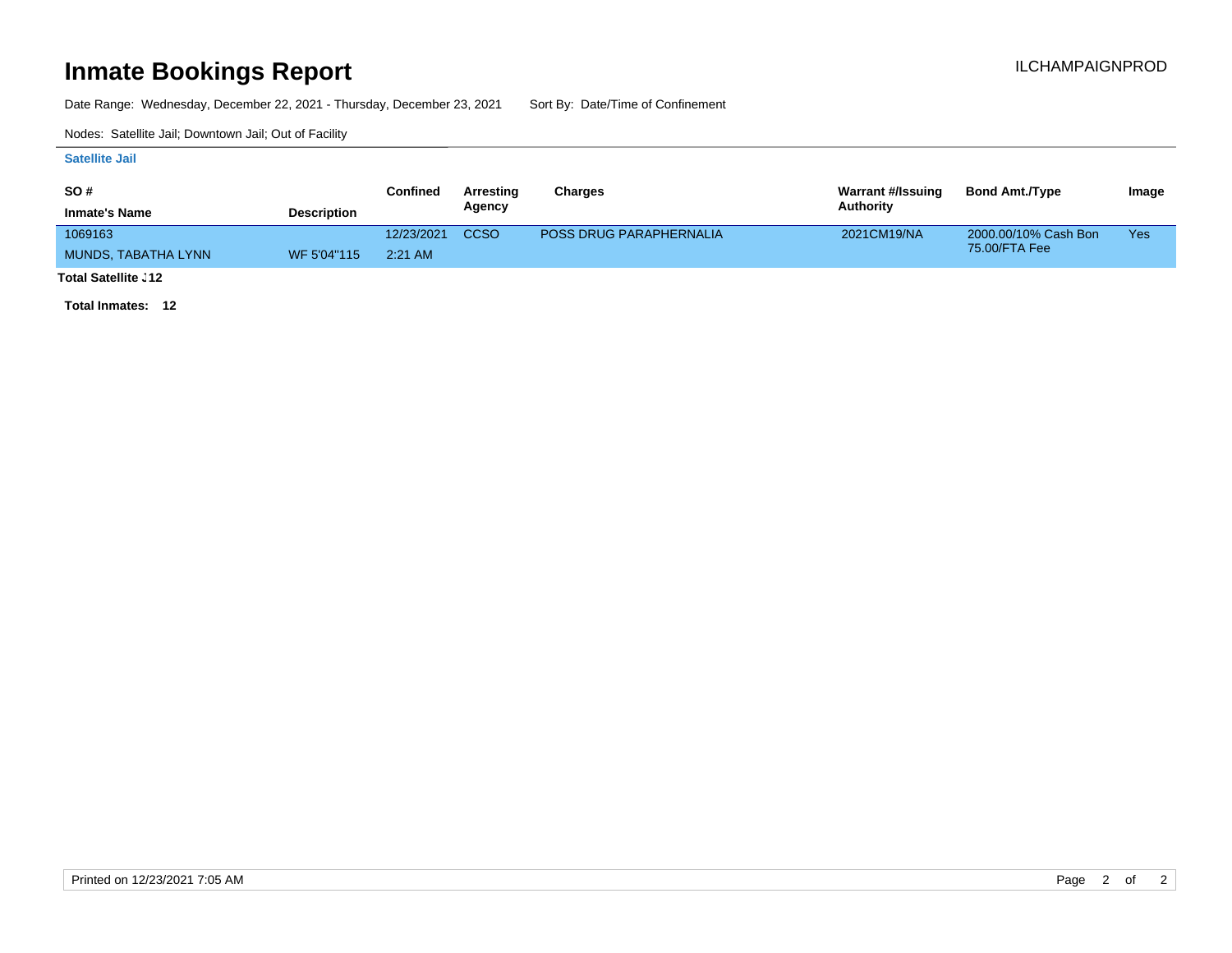# Inmate Bookings Report

ILCHAMPAIGNPROD

Date Range: Wednesday, December 22, 2021 - Thursday, December 23, 2021 Sort By: Date/Time of Confinement

Nodes: Satellite Jail; Downtown Jail; Out of Facility

**Satellite Jail**

| SO # / Inmate's Name | Description | Confined | Arresting Agency | Charges | Warrant #/Issuing Authority | Bond Amt./Type | Image |
|---|---|---|---|---|---|---|---|
| 1069163 MUNDS, TABATHA LYNN | WF 5'04''115 | 12/23/2021 2:21 AM | CCSO | POSS DRUG PARAPHERNALIA | 2021CM19/NA | 2000.00/10% Cash Bon 75.00/FTA Fee | Yes |

**Total Satellite J 12**

**Total Inmates: 12**

Printed on 12/23/2021 7:05 AM